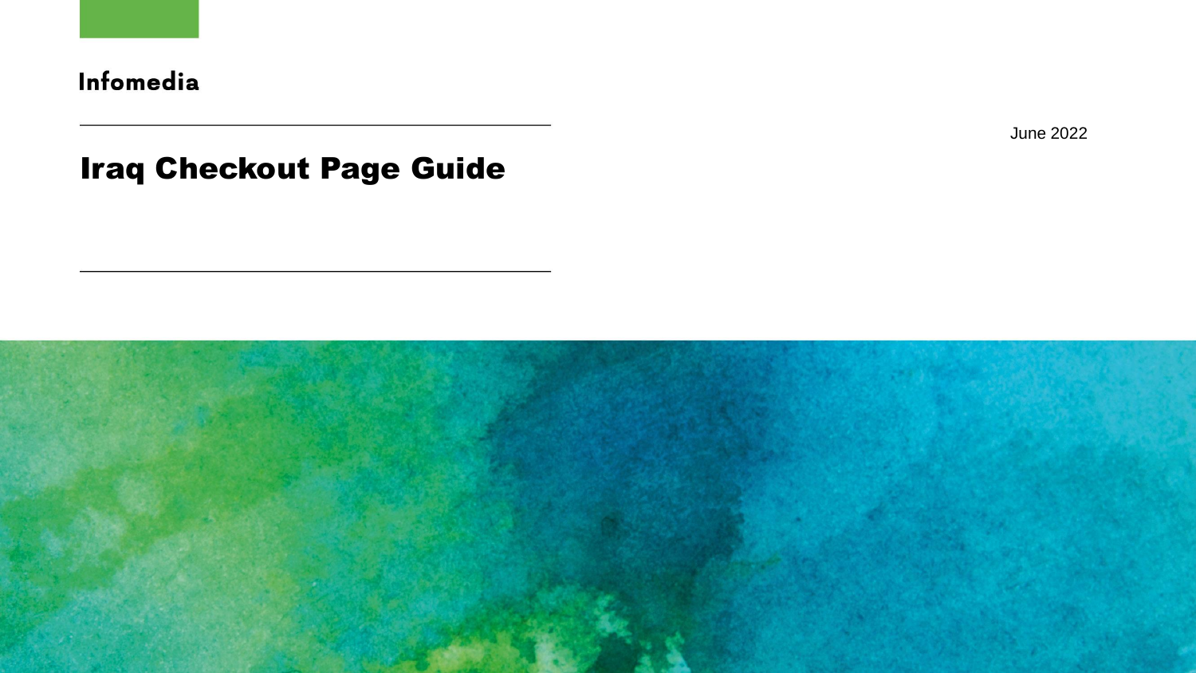Infomedia

# Iraq Checkout Page Guide

June 2022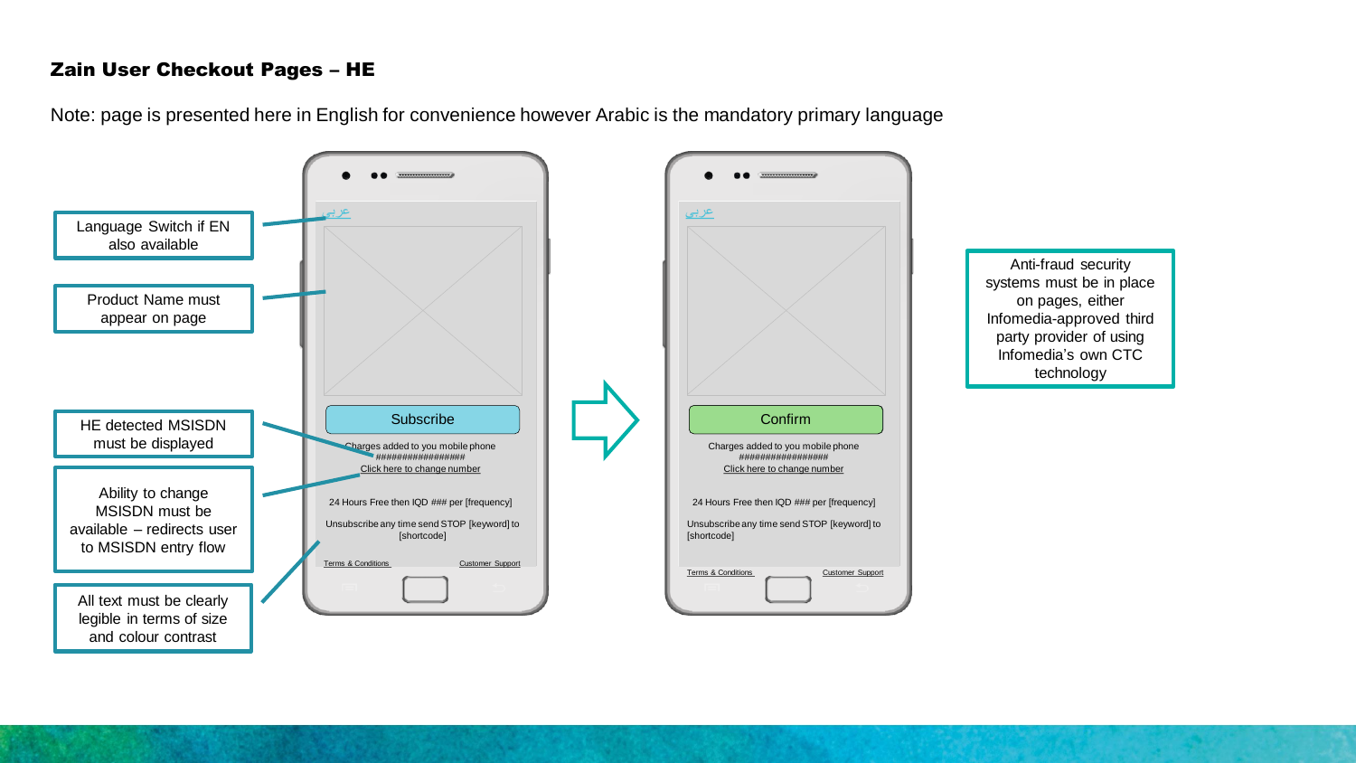## Zain User Checkout Pages – HE

Note: page is presented here in English for convenience however Arabic is the mandatory primary language

Language Switch if EN also available

Product Name must appear on page

HE detected MSISDN must be displayed

Ability to change MSISDN must be available – redirects user to MSISDN entry flow

All text must be clearly legible in terms of size and colour contrast

**Screen 1:**

عربي

Subscribe

Charges added to you mobile phone
##################
Click here to change number

24 Hours Free then IQD ### per [frequency]

Unsubscribe any time send STOP [keyword] to [shortcode]

Terms & Conditions | Customer Support

**Screen 2:**

عربي

Confirm

Charges added to you mobile phone
##################
Click here to change number

24 Hours Free then IQD ### per [frequency]

Unsubscribe any time send STOP [keyword] to [shortcode]

Terms & Conditions | Customer Support

Anti-fraud security systems must be in place on pages, either Infomedia-approved third party provider of using Infomedia's own CTC technology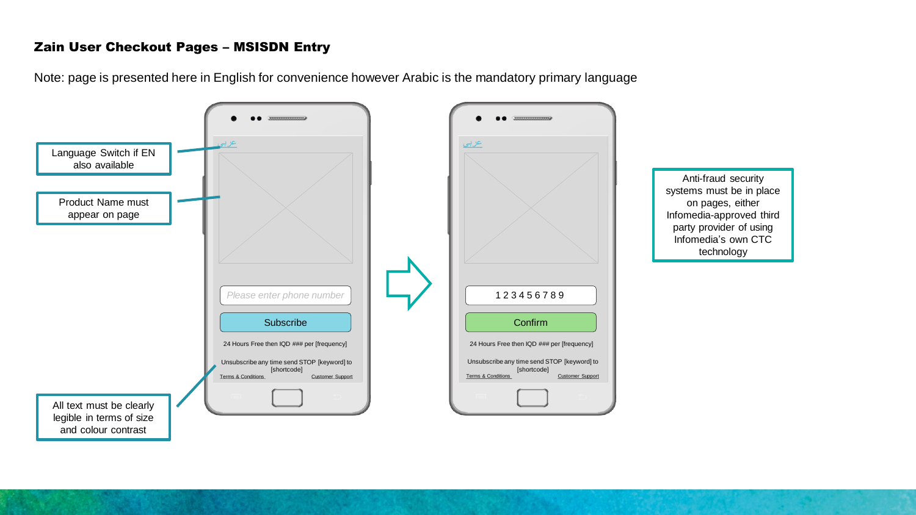## Zain User Checkout Pages – MSISDN Entry

Note: page is presented here in English for convenience however Arabic is the mandatory primary language

Language Switch if EN also available

Product Name must appear on page

All text must be clearly legible in terms of size and colour contrast

عربي

Please enter phone number

Subscribe

24 Hours Free then IQD ### per [frequency]

Unsubscribe any time send STOP [keyword] to [shortcode]

Terms & Conditions

Customer Support

عربي

1 2 3 4 5 6 7 8 9

Confirm

24 Hours Free then IQD ### per [frequency]

Unsubscribe any time send STOP [keyword] to [shortcode]

Terms & Conditions

Customer Support

Anti-fraud security systems must be in place on pages, either Infomedia-approved third party provider of using Infomedia's own CTC technology